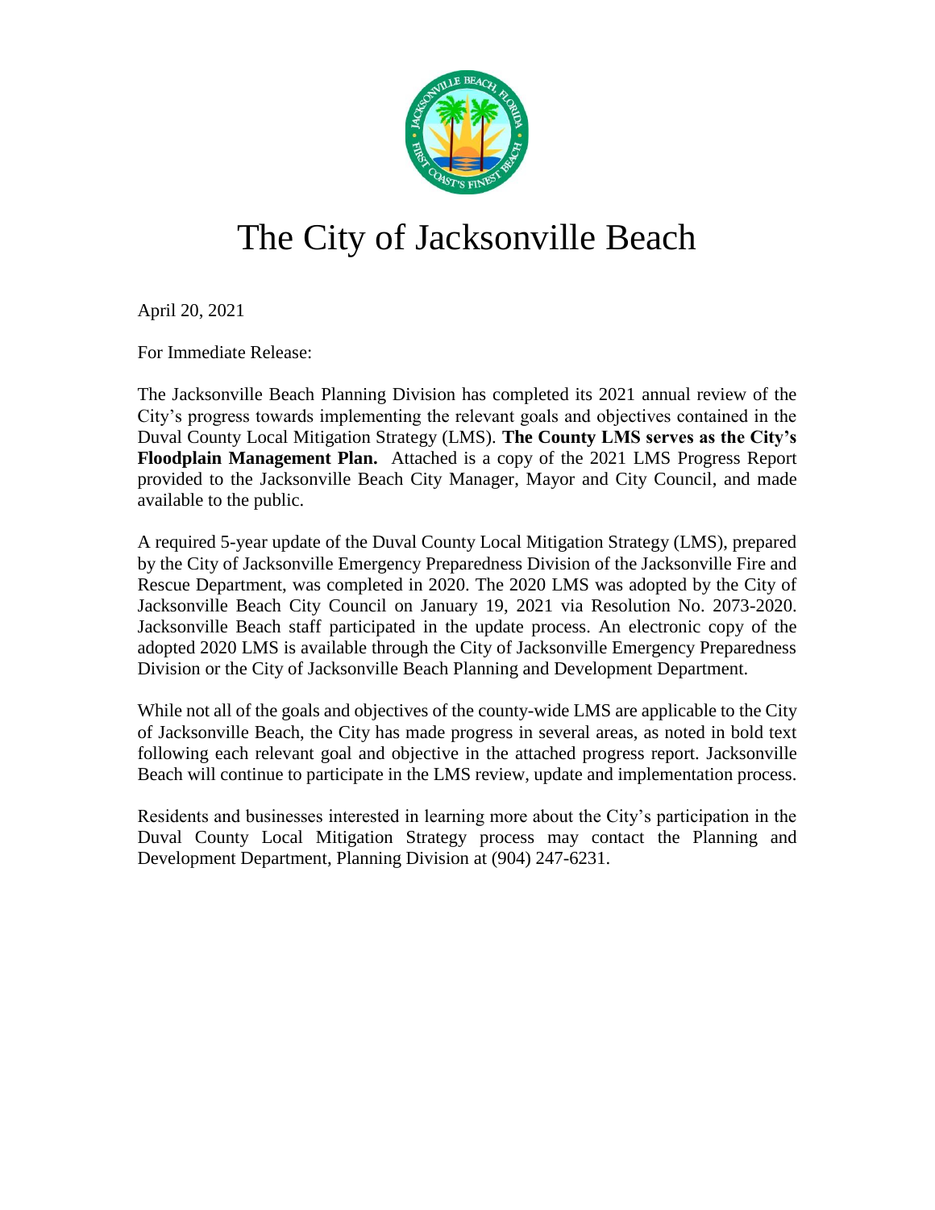# The City of Jacksonville Beach

April 20, 2021

For Immediate Release:

The Jacksonville Beach Planning Division has completed its 2021 annual review of the City's progress towards implementing the relevant goals and objectives contained in the Duval County Local Mitigation Strategy (LMS). **The County LMS serves as the City's Floodplain Management Plan.** Attached is a copy of the 2021 LMS Progress Report provided to the Jacksonville Beach City Manager, Mayor and City Council, and made available to the public.

A required 5-year update of the Duval County Local Mitigation Strategy (LMS), prepared by the City of Jacksonville Emergency Preparedness Division of the Jacksonville Fire and Rescue Department, was completed in 2020. The 2020 LMS was adopted by the City of Jacksonville Beach City Council on January 19, 2021 via Resolution No. 2073-2020. Jacksonville Beach staff participated in the update process. An electronic copy of the adopted 2020 LMS is available through the City of Jacksonville Emergency Preparedness Division or the City of Jacksonville Beach Planning and Development Department.

While not all of the goals and objectives of the county-wide LMS are applicable to the City of Jacksonville Beach, the City has made progress in several areas, as noted in bold text following each relevant goal and objective in the attached progress report. Jacksonville Beach will continue to participate in the LMS review, update and implementation process.

Residents and businesses interested in learning more about the City's participation in the Duval County Local Mitigation Strategy process may contact the Planning and Development Department, Planning Division at (904) 247-6231.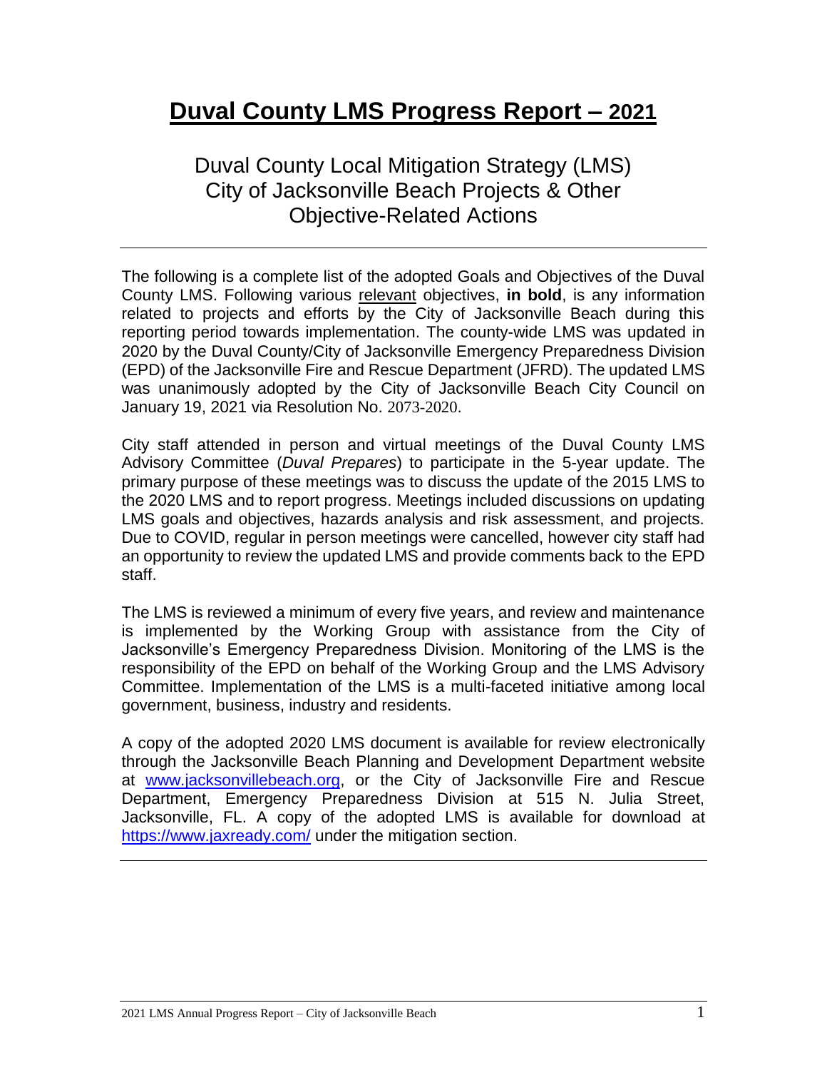# Duval County LMS Progress Report – 2021

## Duval County Local Mitigation Strategy (LMS) City of Jacksonville Beach Projects & Other Objective-Related Actions

---

The following is a complete list of the adopted Goals and Objectives of the Duval County LMS. Following various relevant objectives, **in bold**, is any information related to projects and efforts by the City of Jacksonville Beach during this reporting period towards implementation. The county-wide LMS was updated in 2020 by the Duval County/City of Jacksonville Emergency Preparedness Division (EPD) of the Jacksonville Fire and Rescue Department (JFRD). The updated LMS was unanimously adopted by the City of Jacksonville Beach City Council on January 19, 2021 via Resolution No. 2073-2020.

City staff attended in person and virtual meetings of the Duval County LMS Advisory Committee (*Duval Prepares*) to participate in the 5-year update. The primary purpose of these meetings was to discuss the update of the 2015 LMS to the 2020 LMS and to report progress. Meetings included discussions on updating LMS goals and objectives, hazards analysis and risk assessment, and projects. Due to COVID, regular in person meetings were cancelled, however city staff had an opportunity to review the updated LMS and provide comments back to the EPD staff.

The LMS is reviewed a minimum of every five years, and review and maintenance is implemented by the Working Group with assistance from the City of Jacksonville's Emergency Preparedness Division. Monitoring of the LMS is the responsibility of the EPD on behalf of the Working Group and the LMS Advisory Committee. Implementation of the LMS is a multi-faceted initiative among local government, business, industry and residents.

A copy of the adopted 2020 LMS document is available for review electronically through the Jacksonville Beach Planning and Development Department website at www.jacksonvillebeach.org, or the City of Jacksonville Fire and Rescue Department, Emergency Preparedness Division at 515 N. Julia Street, Jacksonville, FL. A copy of the adopted LMS is available for download at https://www.jaxready.com/ under the mitigation section.

---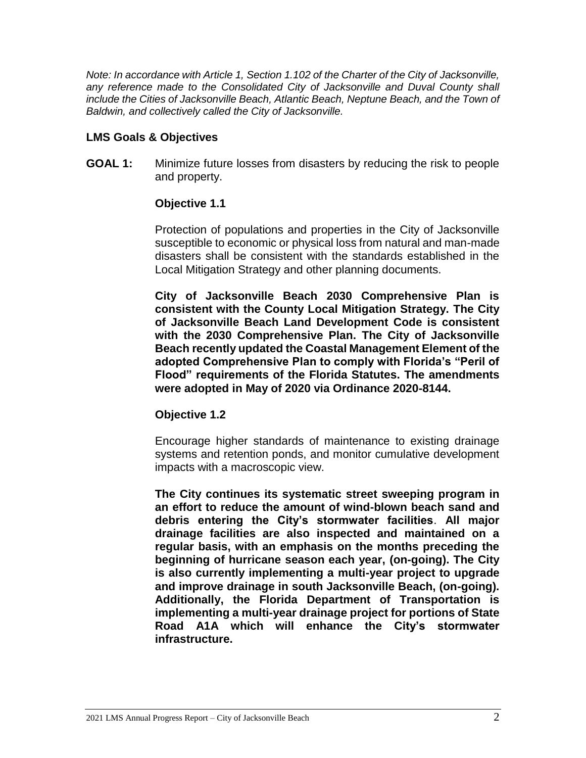*Note: In accordance with Article 1, Section 1.102 of the Charter of the City of Jacksonville, any reference made to the Consolidated City of Jacksonville and Duval County shall include the Cities of Jacksonville Beach, Atlantic Beach, Neptune Beach, and the Town of Baldwin, and collectively called the City of Jacksonville.*

## LMS Goals & Objectives

**GOAL 1:** Minimize future losses from disasters by reducing the risk to people and property.

### Objective 1.1

Protection of populations and properties in the City of Jacksonville susceptible to economic or physical loss from natural and man-made disasters shall be consistent with the standards established in the Local Mitigation Strategy and other planning documents.

**City of Jacksonville Beach 2030 Comprehensive Plan is consistent with the County Local Mitigation Strategy. The City of Jacksonville Beach Land Development Code is consistent with the 2030 Comprehensive Plan. The City of Jacksonville Beach recently updated the Coastal Management Element of the adopted Comprehensive Plan to comply with Florida's "Peril of Flood" requirements of the Florida Statutes. The amendments were adopted in May of 2020 via Ordinance 2020-8144.**

### Objective 1.2

Encourage higher standards of maintenance to existing drainage systems and retention ponds, and monitor cumulative development impacts with a macroscopic view.

**The City continues its systematic street sweeping program in an effort to reduce the amount of wind-blown beach sand and debris entering the City's stormwater facilities. All major drainage facilities are also inspected and maintained on a regular basis, with an emphasis on the months preceding the beginning of hurricane season each year, (on-going). The City is also currently implementing a multi-year project to upgrade and improve drainage in south Jacksonville Beach, (on-going). Additionally, the Florida Department of Transportation is implementing a multi-year drainage project for portions of State Road A1A which will enhance the City's stormwater infrastructure.**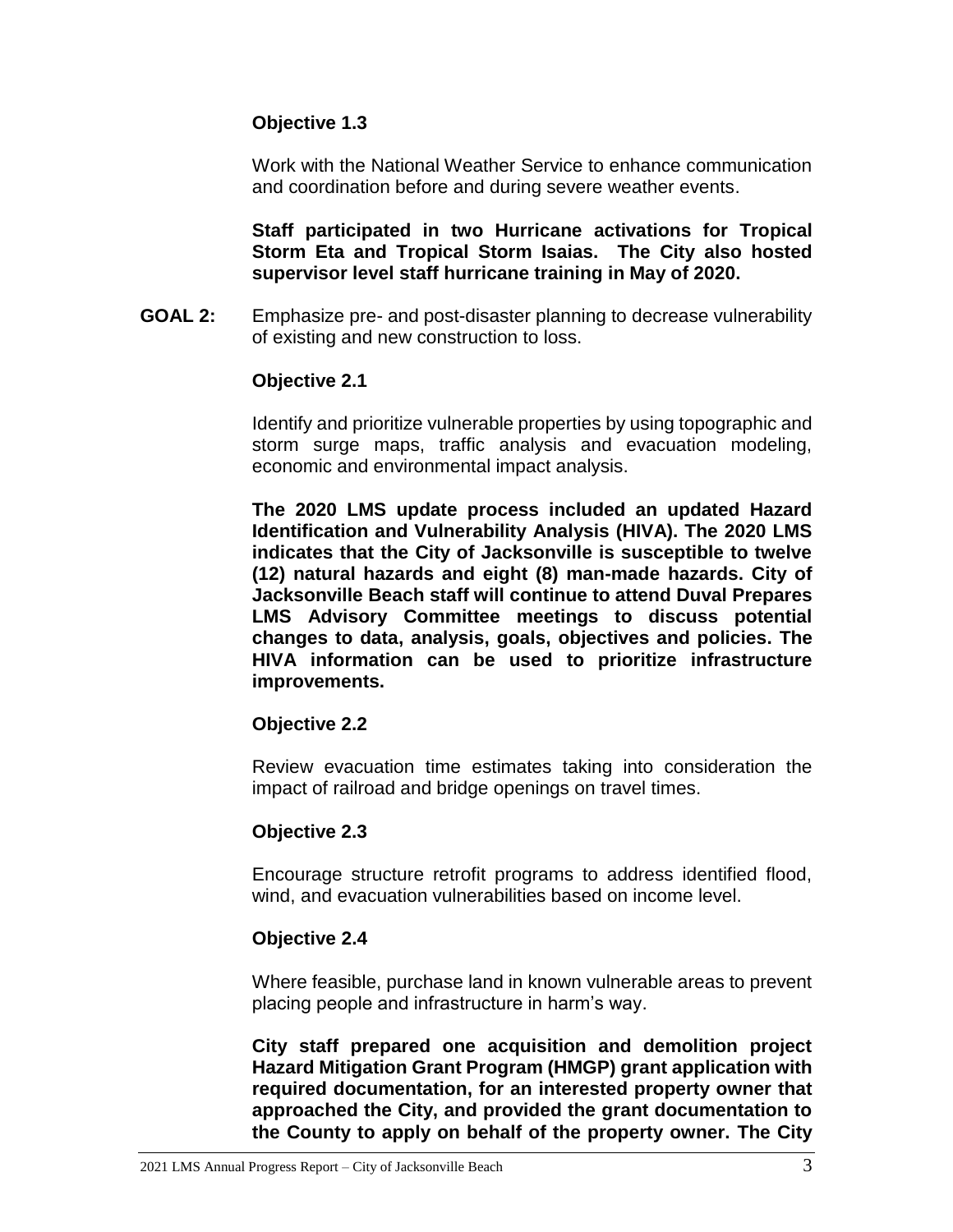**Objective 1.3**

Work with the National Weather Service to enhance communication and coordination before and during severe weather events.

**Staff participated in two Hurricane activations for Tropical Storm Eta and Tropical Storm Isaias. The City also hosted supervisor level staff hurricane training in May of 2020.**

**GOAL 2:** Emphasize pre- and post-disaster planning to decrease vulnerability of existing and new construction to loss.

**Objective 2.1**

Identify and prioritize vulnerable properties by using topographic and storm surge maps, traffic analysis and evacuation modeling, economic and environmental impact analysis.

**The 2020 LMS update process included an updated Hazard Identification and Vulnerability Analysis (HIVA). The 2020 LMS indicates that the City of Jacksonville is susceptible to twelve (12) natural hazards and eight (8) man-made hazards. City of Jacksonville Beach staff will continue to attend Duval Prepares LMS Advisory Committee meetings to discuss potential changes to data, analysis, goals, objectives and policies. The HIVA information can be used to prioritize infrastructure improvements.**

**Objective 2.2**

Review evacuation time estimates taking into consideration the impact of railroad and bridge openings on travel times.

**Objective 2.3**

Encourage structure retrofit programs to address identified flood, wind, and evacuation vulnerabilities based on income level.

**Objective 2.4**

Where feasible, purchase land in known vulnerable areas to prevent placing people and infrastructure in harm's way.

**City staff prepared one acquisition and demolition project Hazard Mitigation Grant Program (HMGP) grant application with required documentation, for an interested property owner that approached the City, and provided the grant documentation to the County to apply on behalf of the property owner. The City**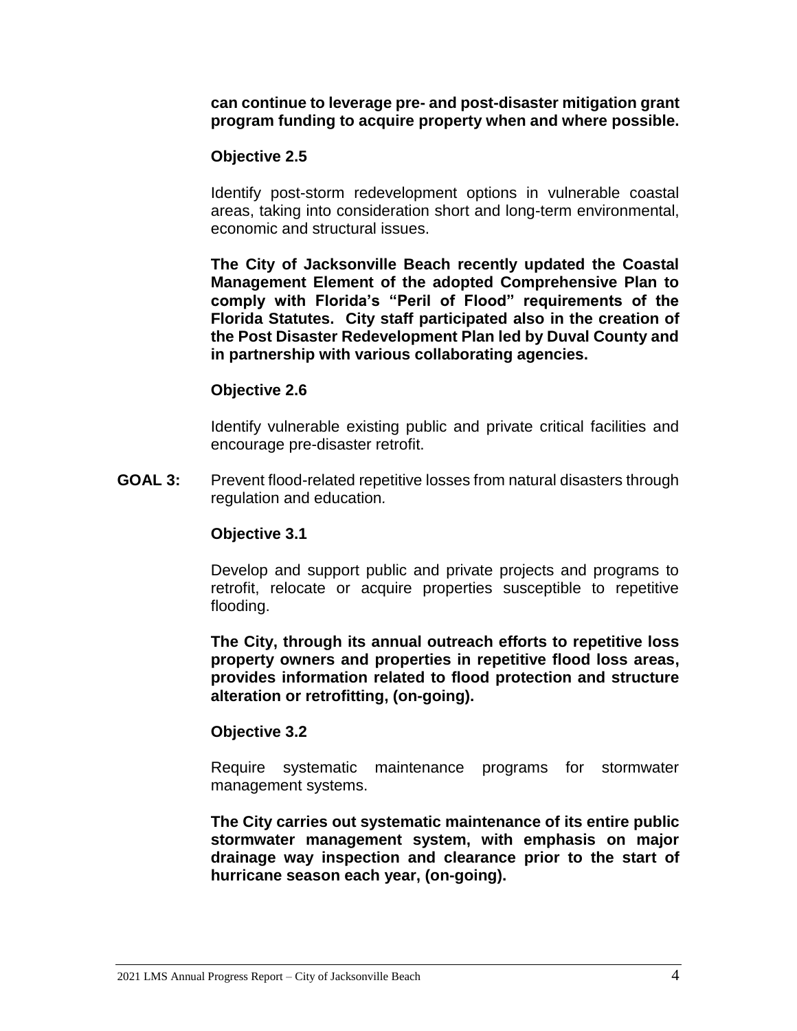**can continue to leverage pre- and post-disaster mitigation grant program funding to acquire property when and where possible.**

**Objective 2.5**

Identify post-storm redevelopment options in vulnerable coastal areas, taking into consideration short and long-term environmental, economic and structural issues.

**The City of Jacksonville Beach recently updated the Coastal Management Element of the adopted Comprehensive Plan to comply with Florida's "Peril of Flood" requirements of the Florida Statutes. City staff participated also in the creation of the Post Disaster Redevelopment Plan led by Duval County and in partnership with various collaborating agencies.**

**Objective 2.6**

Identify vulnerable existing public and private critical facilities and encourage pre-disaster retrofit.

**GOAL 3:** Prevent flood-related repetitive losses from natural disasters through regulation and education.

**Objective 3.1**

Develop and support public and private projects and programs to retrofit, relocate or acquire properties susceptible to repetitive flooding.

**The City, through its annual outreach efforts to repetitive loss property owners and properties in repetitive flood loss areas, provides information related to flood protection and structure alteration or retrofitting, (on-going).**

**Objective 3.2**

Require systematic maintenance programs for stormwater management systems.

**The City carries out systematic maintenance of its entire public stormwater management system, with emphasis on major drainage way inspection and clearance prior to the start of hurricane season each year, (on-going).**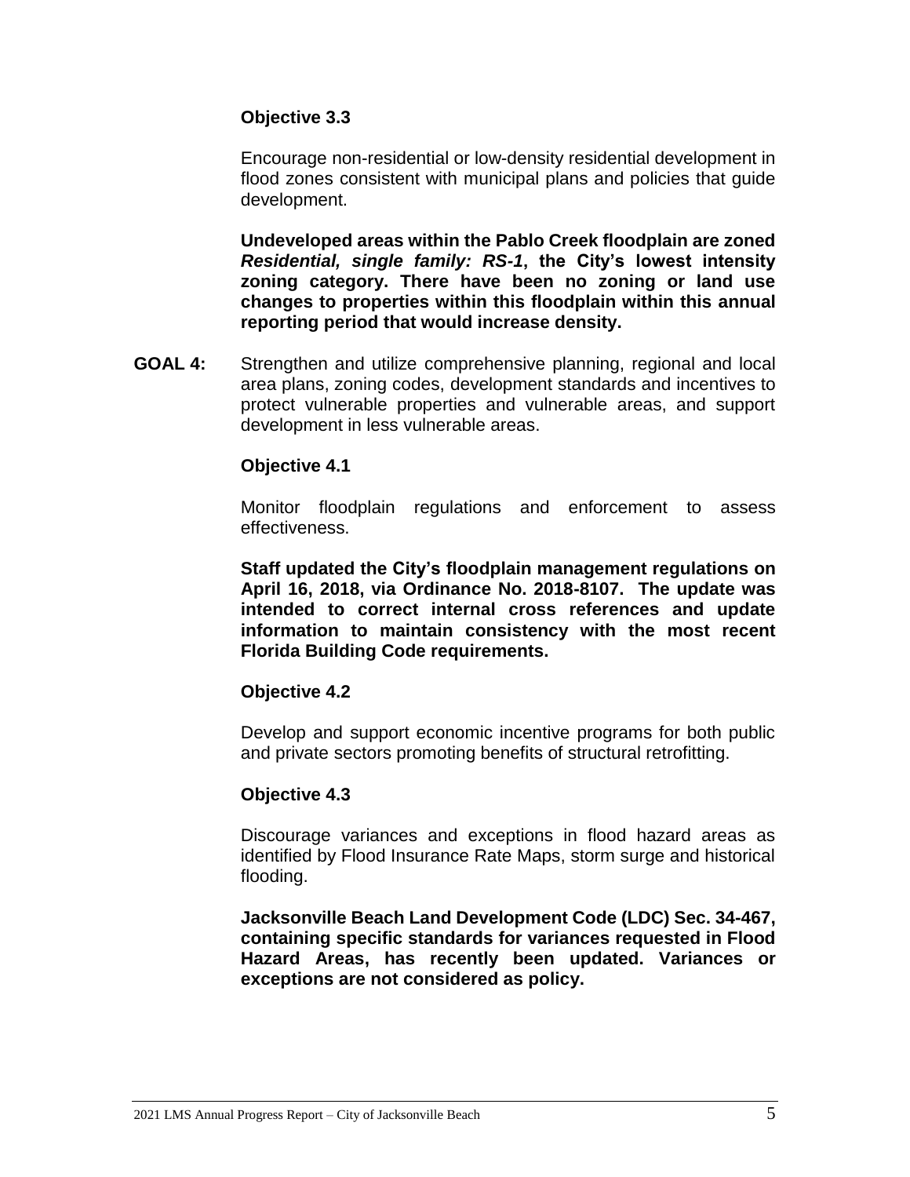**Objective 3.3**

Encourage non-residential or low-density residential development in flood zones consistent with municipal plans and policies that guide development.

**Undeveloped areas within the Pablo Creek floodplain are zoned *Residential, single family: RS-1*, the City's lowest intensity zoning category. There have been no zoning or land use changes to properties within this floodplain within this annual reporting period that would increase density.**

**GOAL 4:** Strengthen and utilize comprehensive planning, regional and local area plans, zoning codes, development standards and incentives to protect vulnerable properties and vulnerable areas, and support development in less vulnerable areas.

**Objective 4.1**

Monitor floodplain regulations and enforcement to assess effectiveness.

**Staff updated the City's floodplain management regulations on April 16, 2018, via Ordinance No. 2018-8107. The update was intended to correct internal cross references and update information to maintain consistency with the most recent Florida Building Code requirements.**

**Objective 4.2**

Develop and support economic incentive programs for both public and private sectors promoting benefits of structural retrofitting.

**Objective 4.3**

Discourage variances and exceptions in flood hazard areas as identified by Flood Insurance Rate Maps, storm surge and historical flooding.

**Jacksonville Beach Land Development Code (LDC) Sec. 34-467, containing specific standards for variances requested in Flood Hazard Areas, has recently been updated. Variances or exceptions are not considered as policy.**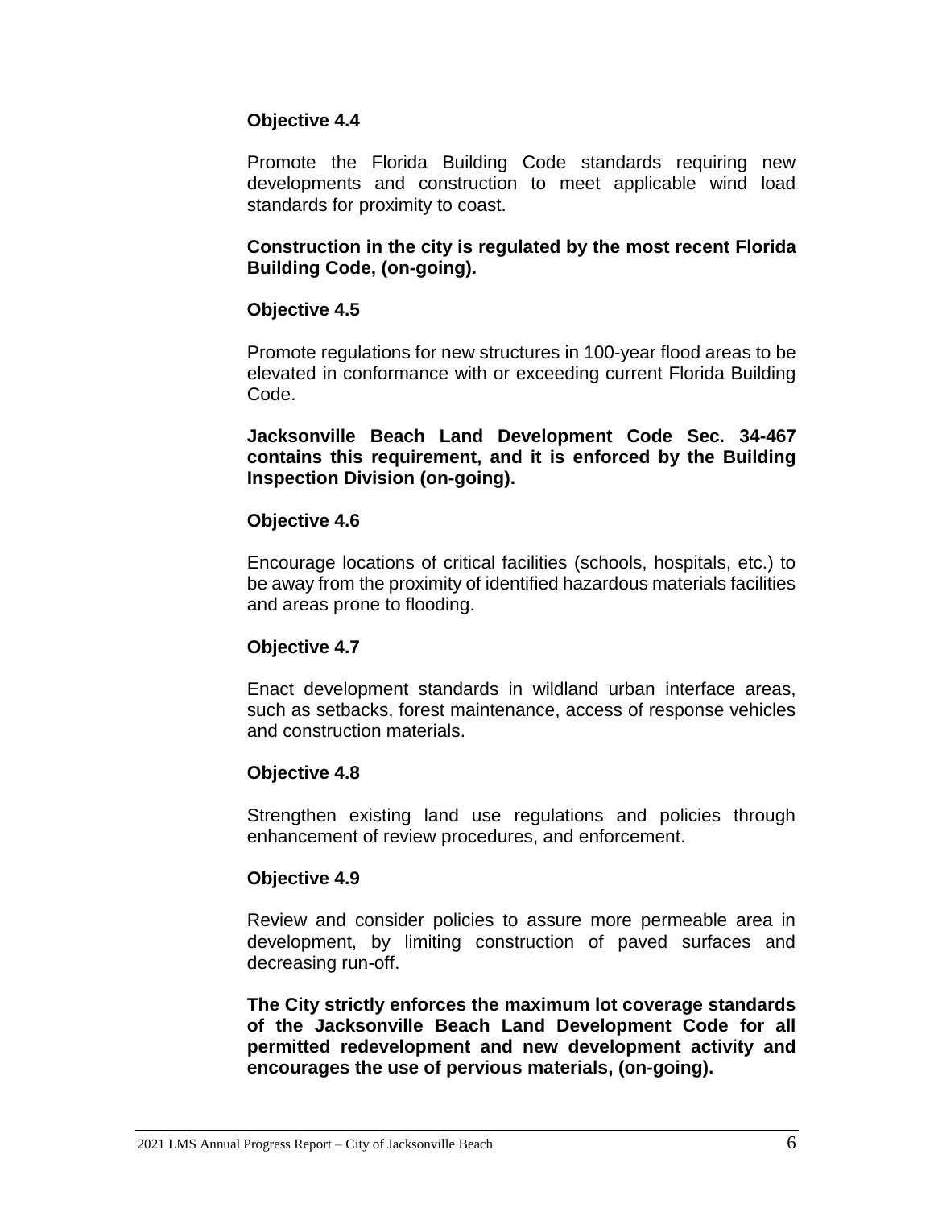**Objective 4.4**

Promote the Florida Building Code standards requiring new developments and construction to meet applicable wind load standards for proximity to coast.

**Construction in the city is regulated by the most recent Florida Building Code, (on-going).**

**Objective 4.5**

Promote regulations for new structures in 100-year flood areas to be elevated in conformance with or exceeding current Florida Building Code.

**Jacksonville Beach Land Development Code Sec. 34-467 contains this requirement, and it is enforced by the Building Inspection Division (on-going).**

**Objective 4.6**

Encourage locations of critical facilities (schools, hospitals, etc.) to be away from the proximity of identified hazardous materials facilities and areas prone to flooding.

**Objective 4.7**

Enact development standards in wildland urban interface areas, such as setbacks, forest maintenance, access of response vehicles and construction materials.

**Objective 4.8**

Strengthen existing land use regulations and policies through enhancement of review procedures, and enforcement.

**Objective 4.9**

Review and consider policies to assure more permeable area in development, by limiting construction of paved surfaces and decreasing run-off.

**The City strictly enforces the maximum lot coverage standards of the Jacksonville Beach Land Development Code for all permitted redevelopment and new development activity and encourages the use of pervious materials, (on-going).**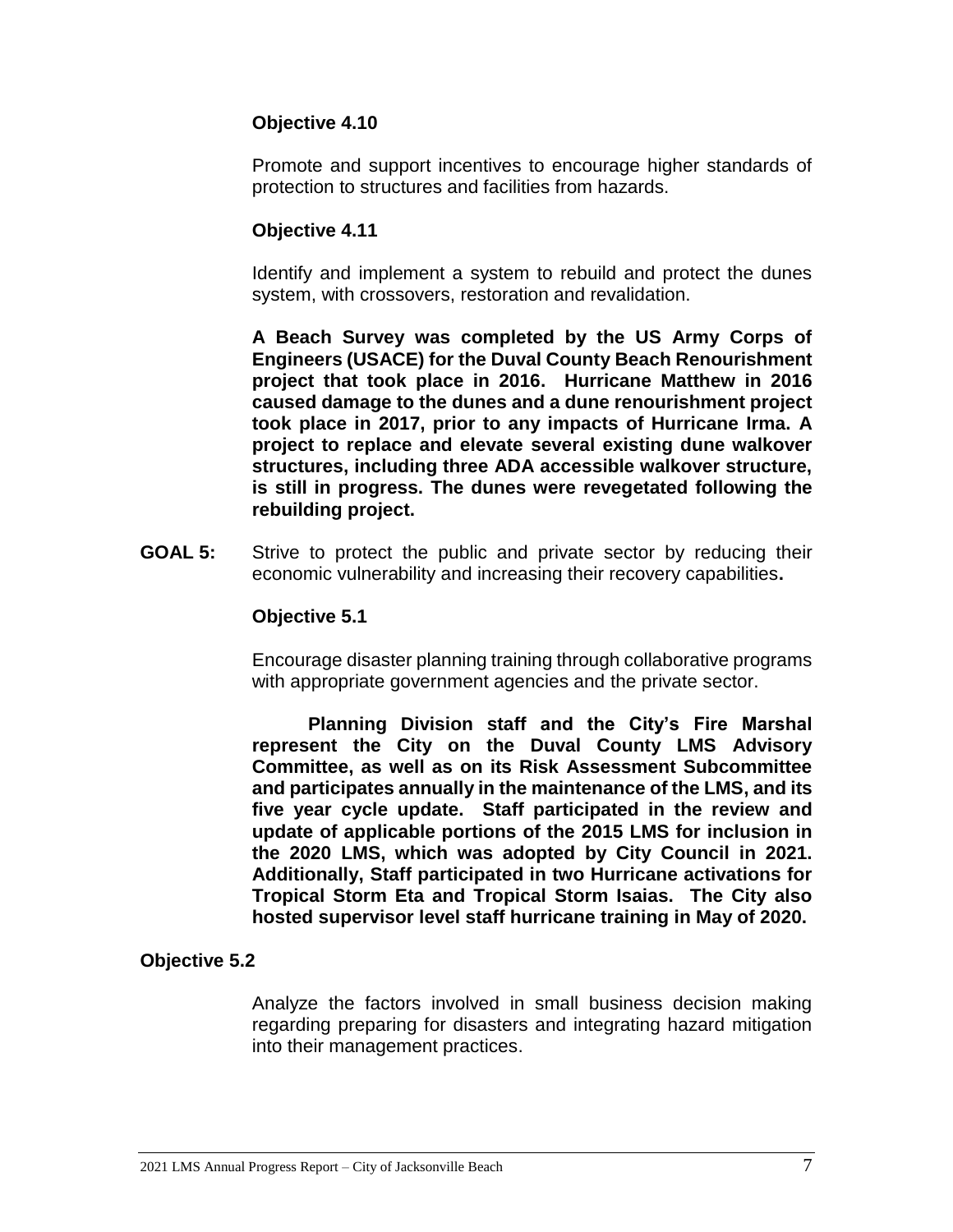**Objective 4.10**

Promote and support incentives to encourage higher standards of protection to structures and facilities from hazards.

**Objective 4.11**

Identify and implement a system to rebuild and protect the dunes system, with crossovers, restoration and revalidation.

**A Beach Survey was completed by the US Army Corps of Engineers (USACE) for the Duval County Beach Renourishment project that took place in 2016. Hurricane Matthew in 2016 caused damage to the dunes and a dune renourishment project took place in 2017, prior to any impacts of Hurricane Irma. A project to replace and elevate several existing dune walkover structures, including three ADA accessible walkover structure, is still in progress. The dunes were revegetated following the rebuilding project.**

**GOAL 5:** Strive to protect the public and private sector by reducing their economic vulnerability and increasing their recovery capabilities**.**

**Objective 5.1**

Encourage disaster planning training through collaborative programs with appropriate government agencies and the private sector.

**Planning Division staff and the City's Fire Marshal represent the City on the Duval County LMS Advisory Committee, as well as on its Risk Assessment Subcommittee and participates annually in the maintenance of the LMS, and its five year cycle update. Staff participated in the review and update of applicable portions of the 2015 LMS for inclusion in the 2020 LMS, which was adopted by City Council in 2021. Additionally, Staff participated in two Hurricane activations for Tropical Storm Eta and Tropical Storm Isaias. The City also hosted supervisor level staff hurricane training in May of 2020.**

**Objective 5.2**

Analyze the factors involved in small business decision making regarding preparing for disasters and integrating hazard mitigation into their management practices.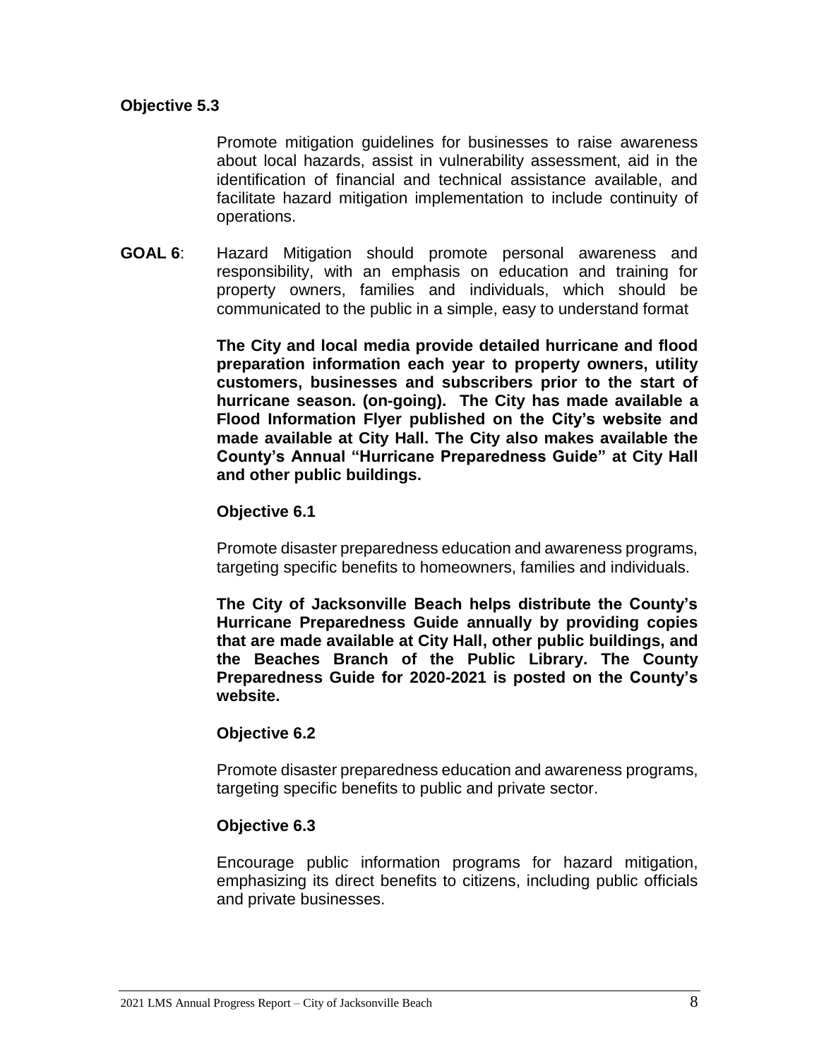**Objective 5.3**

Promote mitigation guidelines for businesses to raise awareness about local hazards, assist in vulnerability assessment, aid in the identification of financial and technical assistance available, and facilitate hazard mitigation implementation to include continuity of operations.

**GOAL 6**: Hazard Mitigation should promote personal awareness and responsibility, with an emphasis on education and training for property owners, families and individuals, which should be communicated to the public in a simple, easy to understand format

**The City and local media provide detailed hurricane and flood preparation information each year to property owners, utility customers, businesses and subscribers prior to the start of hurricane season. (on-going). The City has made available a Flood Information Flyer published on the City's website and made available at City Hall. The City also makes available the County's Annual "Hurricane Preparedness Guide" at City Hall and other public buildings.**

**Objective 6.1**

Promote disaster preparedness education and awareness programs, targeting specific benefits to homeowners, families and individuals.

**The City of Jacksonville Beach helps distribute the County's Hurricane Preparedness Guide annually by providing copies that are made available at City Hall, other public buildings, and the Beaches Branch of the Public Library. The County Preparedness Guide for 2020-2021 is posted on the County's website.**

**Objective 6.2**

Promote disaster preparedness education and awareness programs, targeting specific benefits to public and private sector.

**Objective 6.3**

Encourage public information programs for hazard mitigation, emphasizing its direct benefits to citizens, including public officials and private businesses.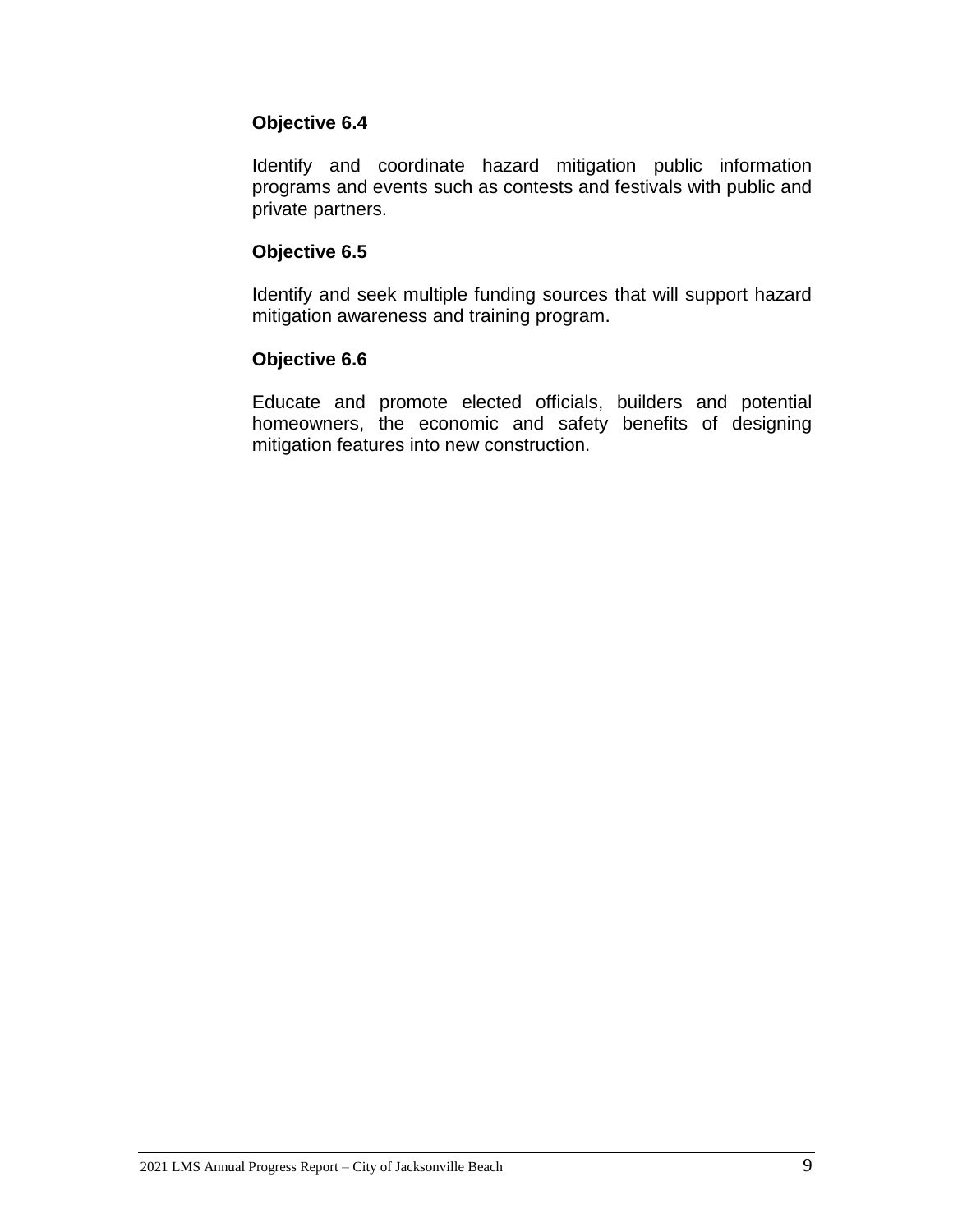**Objective 6.4**

Identify and coordinate hazard mitigation public information programs and events such as contests and festivals with public and private partners.

**Objective 6.5**

Identify and seek multiple funding sources that will support hazard mitigation awareness and training program.

**Objective 6.6**

Educate and promote elected officials, builders and potential homeowners, the economic and safety benefits of designing mitigation features into new construction.